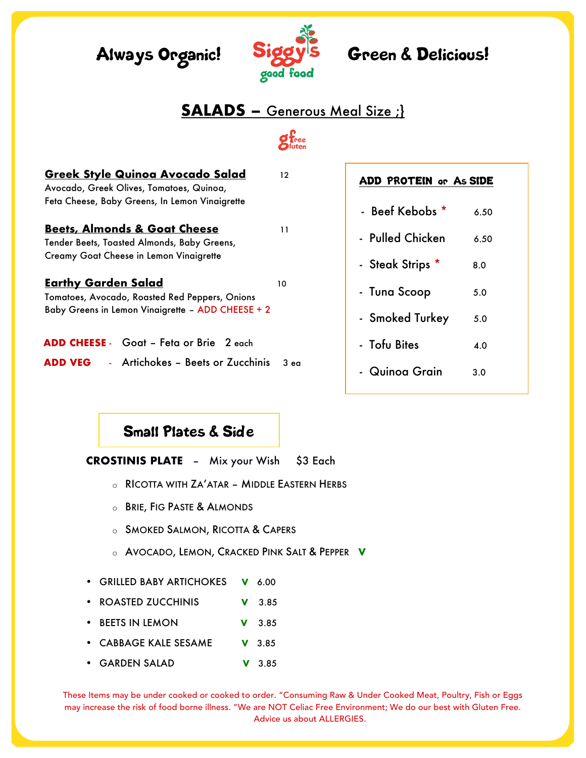**Always Organic!** Siggy's good food **Green & Delicious!**

# SALADS – Generous Meal Size ;}

gfree Gluten

**Greek Style Quinoa Avocado Salad** 12
Avocado, Greek Olives, Tomatoes, Quinoa,
Feta Cheese, Baby Greens, In Lemon Vinaigrette

**Beets, Almonds & Goat Cheese** 11
Tender Beets, Toasted Almonds, Baby Greens,
Creamy Goat Cheese in Lemon Vinaigrette

**Earthy Garden Salad** 10
Tomatoes, Avocado, Roasted Red Peppers, Onions
Baby Greens in Lemon Vinaigrette – ADD CHEESE + 2

**ADD CHEESE** - Goat – Feta or Brie 2 each

**ADD VEG** - Artichokes – Beets or Zucchinis 3 ea

**ADD PROTEIN or As SIDE**

- Beef Kebobs * 6.50
- Pulled Chicken 6.50
- Steak Strips * 8.0
- Tuna Scoop 5.0
- Smoked Turkey 5.0
- Tofu Bites 4.0
- Quinoa Grain 3.0

## Small Plates & Side

**CROSTINIS PLATE** – Mix your Wish $3 Each

- RICOTTA WITH ZA'ATAR – MIDDLE EASTERN HERBS
- BRIE, FIG PASTE & ALMONDS
- SMOKED SALMON, RICOTTA & CAPERS
- AVOCADO, LEMON, CRACKED PINK SALT & PEPPER **V**

- GRILLED BABY ARTICHOKES **V** 6.00
- ROASTED ZUCCHINIS **V** 3.85
- BEETS IN LEMON **V** 3.85
- CABBAGE KALE SESAME **V** 3.85
- GARDEN SALAD **V** 3.85

These Items may be under cooked or cooked to order. "Consuming Raw & Under Cooked Meat, Poultry, Fish or Eggs may increase the risk of food borne illness. "We are NOT Celiac Free Environment; We do our best with Gluten Free. Advice us about ALLERGIES.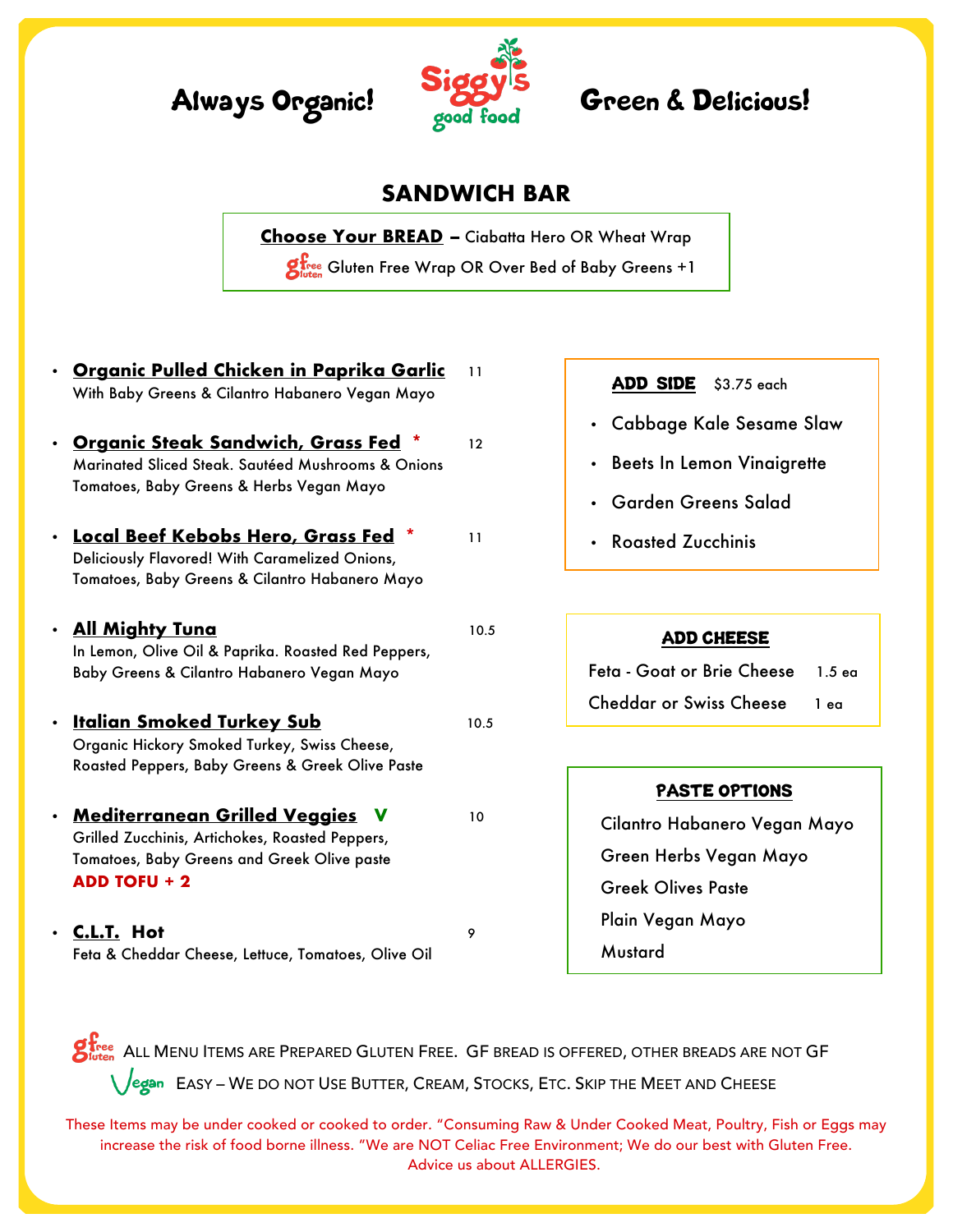**Always Organic!** Siggy's good food **Green & Delicious!**

## SANDWICH BAR

**Choose Your BREAD** – Ciabatta Hero OR Wheat Wrap

gluten free Gluten Free Wrap OR Over Bed of Baby Greens +1

- **Organic Pulled Chicken in Paprika Garlic** 11
  With Baby Greens & Cilantro Habanero Vegan Mayo
- **Organic Steak Sandwich, Grass Fed** * 12
  Marinated Sliced Steak. Sautéed Mushrooms & Onions Tomatoes, Baby Greens & Herbs Vegan Mayo
- **Local Beef Kebobs Hero, Grass Fed** * 11
  Deliciously Flavored! With Caramelized Onions, Tomatoes, Baby Greens & Cilantro Habanero Mayo
- **All Mighty Tuna** 10.5
  In Lemon, Olive Oil & Paprika. Roasted Red Peppers, Baby Greens & Cilantro Habanero Vegan Mayo
- **Italian Smoked Turkey Sub** 10.5
  Organic Hickory Smoked Turkey, Swiss Cheese, Roasted Peppers, Baby Greens & Greek Olive Paste
- **Mediterranean Grilled Veggies** V 10
  Grilled Zucchinis, Artichokes, Roasted Peppers, Tomatoes, Baby Greens and Greek Olive paste
  **ADD TOFU + 2**
- **C.L.T.** **Hot** 9
  Feta & Cheddar Cheese, Lettuce, Tomatoes, Olive Oil

**ADD SIDE** $3.75 each

- Cabbage Kale Sesame Slaw
- Beets In Lemon Vinaigrette
- Garden Greens Salad
- Roasted Zucchinis

**ADD CHEESE**

| | |
|---|---|
| Feta - Goat or Brie Cheese | 1.5 ea |
| Cheddar or Swiss Cheese | 1 ea |

**PASTE OPTIONS**

Cilantro Habanero Vegan Mayo
Green Herbs Vegan Mayo
Greek Olives Paste
Plain Vegan Mayo
Mustard

gluten free ALL MENU ITEMS ARE PREPARED GLUTEN FREE. GF BREAD IS OFFERED, OTHER BREADS ARE NOT GF

Vegan EASY – WE DO NOT USE BUTTER, CREAM, STOCKS, ETC. SKIP THE MEET AND CHEESE

These Items may be under cooked or cooked to order. "Consuming Raw & Under Cooked Meat, Poultry, Fish or Eggs may increase the risk of food borne illness. "We are NOT Celiac Free Environment; We do our best with Gluten Free. Advice us about ALLERGIES.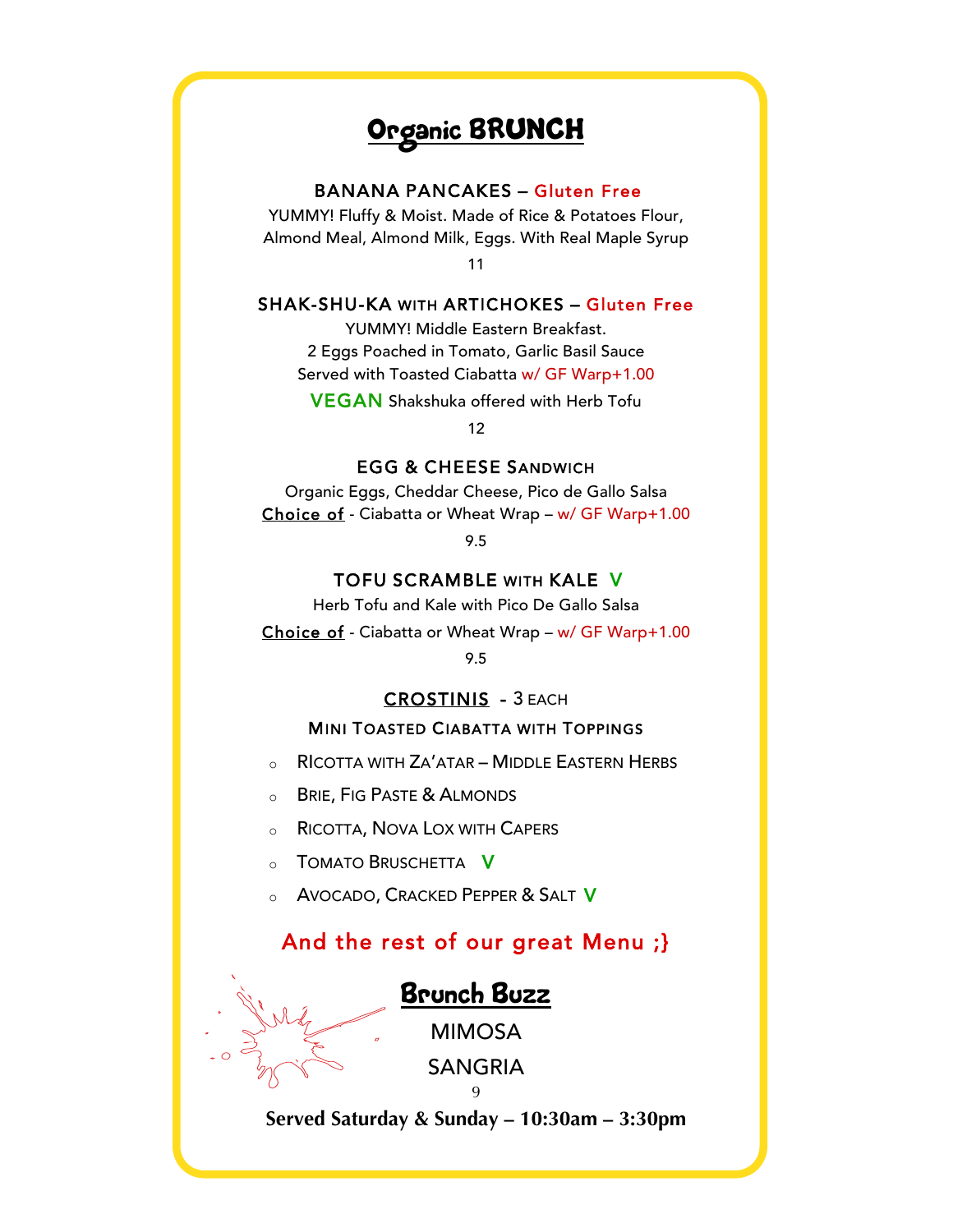# Organic BRUNCH

**BANANA PANCAKES – Gluten Free**

YUMMY! Fluffy & Moist. Made of Rice & Potatoes Flour, Almond Meal, Almond Milk, Eggs. With Real Maple Syrup

11

**SHAK-SHU-KA WITH ARTICHOKES – Gluten Free**

YUMMY! Middle Eastern Breakfast.
2 Eggs Poached in Tomato, Garlic Basil Sauce
Served with Toasted Ciabatta w/ GF Warp+1.00

**VEGAN** Shakshuka offered with Herb Tofu

12

**EGG & CHEESE SANDWICH**

Organic Eggs, Cheddar Cheese, Pico de Gallo Salsa
Choice of - Ciabatta or Wheat Wrap – w/ GF Warp+1.00

9.5

**TOFU SCRAMBLE WITH KALE V**

Herb Tofu and Kale with Pico De Gallo Salsa
Choice of - Ciabatta or Wheat Wrap – w/ GF Warp+1.00

9.5

**CROSTINIS - 3 EACH**

MINI TOASTED CIABATTA WITH TOPPINGS

- RICOTTA WITH ZA'ATAR – MIDDLE EASTERN HERBS
- BRIE, FIG PASTE & ALMONDS
- RICOTTA, NOVA LOX WITH CAPERS
- TOMATO BRUSCHETTA **V**
- AVOCADO, CRACKED PEPPER & SALT **V**

And the rest of our great Menu ;}

## Brunch Buzz

MIMOSA

SANGRIA

9

**Served Saturday & Sunday – 10:30am – 3:30pm**